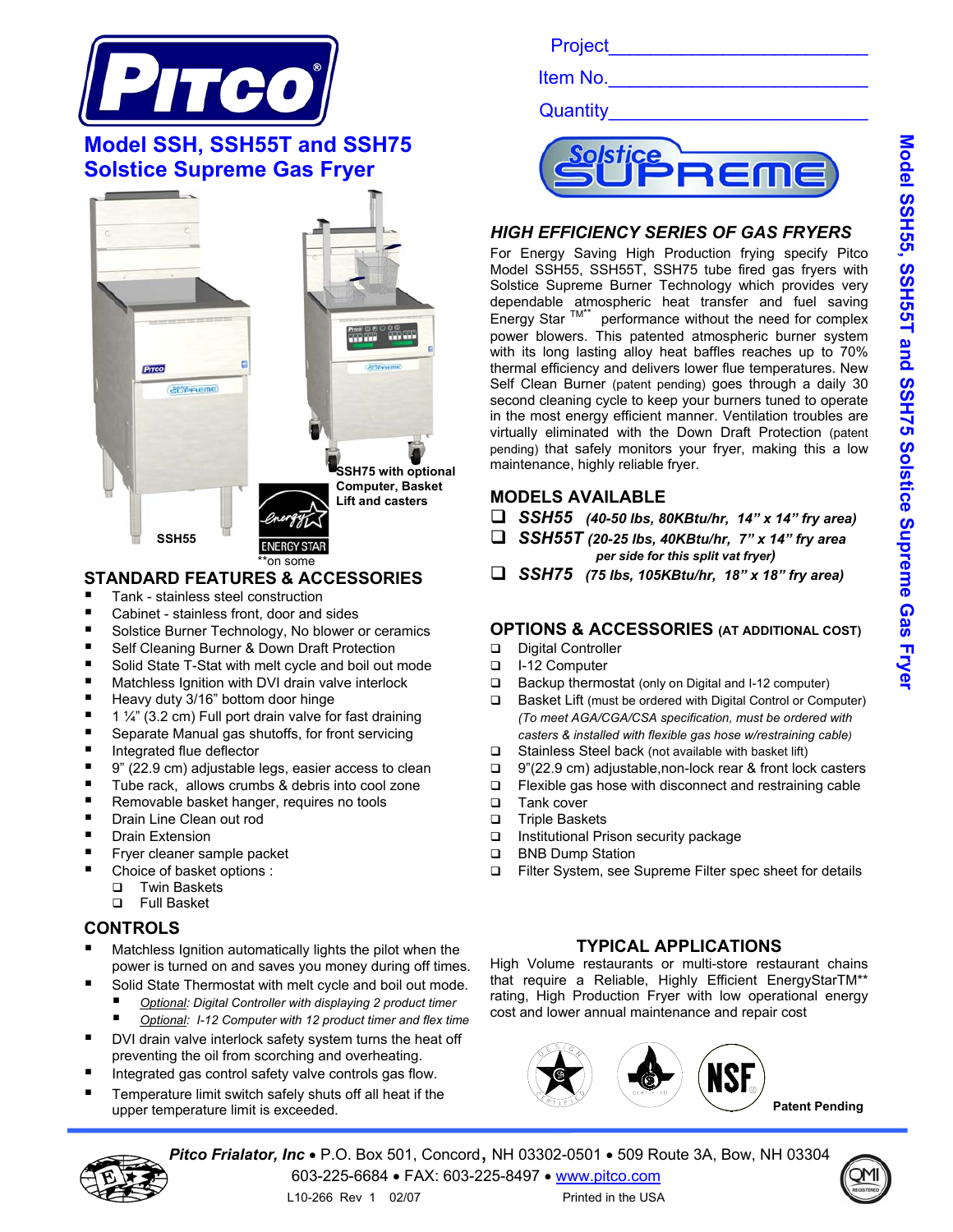# PITCO®

## Model SSH, SSH55T and SSH75 Solstice Supreme Gas Fryer

Project_______________________

Item No._______________________

Quantity_______________________

SSH55

SSH75 with optional Computer, Basket Lift and casters

ENERGY STAR
**on some

## STANDARD FEATURES & ACCESSORIES

- Tank - stainless steel construction
- Cabinet - stainless front, door and sides
- Solstice Burner Technology, No blower or ceramics
- Self Cleaning Burner & Down Draft Protection
- Solid State T-Stat with melt cycle and boil out mode
- Matchless Ignition with DVI drain valve interlock
- Heavy duty 3/16" bottom door hinge
- 1 ¼" (3.2 cm) Full port drain valve for fast draining
- Separate Manual gas shutoffs, for front servicing
- Integrated flue deflector
- 9" (22.9 cm) adjustable legs, easier access to clean
- Tube rack, allows crumbs & debris into cool zone
- Removable basket hanger, requires no tools
- Drain Line Clean out rod
- Drain Extension
- Fryer cleaner sample packet
- Choice of basket options :
  - ☐ Twin Baskets
  - ☐ Full Basket

## CONTROLS

- Matchless Ignition automatically lights the pilot when the power is turned on and saves you money during off times.
- Solid State Thermostat with melt cycle and boil out mode.
  - *Optional: Digital Controller with displaying 2 product timer*
  - *Optional: I-12 Computer with 12 product timer and flex time*
- DVI drain valve interlock safety system turns the heat off preventing the oil from scorching and overheating.
- Integrated gas control safety valve controls gas flow.
- Temperature limit switch safely shuts off all heat if the upper temperature limit is exceeded.

## HIGH EFFICIENCY SERIES OF GAS FRYERS

For Energy Saving High Production frying specify Pitco Model SSH55, SSH55T, SSH75 tube fired gas fryers with Solstice Supreme Burner Technology which provides very dependable atmospheric heat transfer and fuel saving Energy Star TM** performance without the need for complex power blowers. This patented atmospheric burner system with its long lasting alloy heat baffles reaches up to 70% thermal efficiency and delivers lower flue temperatures. New Self Clean Burner (patent pending) goes through a daily 30 second cleaning cycle to keep your burners tuned to operate in the most energy efficient manner. Ventilation troubles are virtually eliminated with the Down Draft Protection (patent pending) that safely monitors your fryer, making this a low maintenance, highly reliable fryer.

## MODELS AVAILABLE

- ☐ **SSH55** *(40-50 lbs, 80KBtu/hr, 14" x 14" fry area)*
- ☐ **SSH55T** *(20-25 lbs, 40KBtu/hr, 7" x 14" fry area per side for this split vat fryer)*
- ☐ **SSH75** *(75 lbs, 105KBtu/hr, 18" x 18" fry area)*

## OPTIONS & ACCESSORIES (AT ADDITIONAL COST)

- ☐ Digital Controller
- ☐ I-12 Computer
- ☐ Backup thermostat (only on Digital and I-12 computer)
- ☐ Basket Lift (must be ordered with Digital Control or Computer) *(To meet AGA/CGA/CSA specification, must be ordered with casters & installed with flexible gas hose w/restraining cable)*
- ☐ Stainless Steel back (not available with basket lift)
- ☐ 9"(22.9 cm) adjustable,non-lock rear & front lock casters
- ☐ Flexible gas hose with disconnect and restraining cable
- ☐ Tank cover
- ☐ Triple Baskets
- ☐ Institutional Prison security package
- ☐ BNB Dump Station
- ☐ Filter System, see Supreme Filter spec sheet for details

## TYPICAL APPLICATIONS

High Volume restaurants or multi-store restaurant chains that require a Reliable, Highly Efficient EnergyStarTM** rating, High Production Fryer with low operational energy cost and lower annual maintenance and repair cost

Patent Pending

***Pitco Frialator, Inc*** • P.O. Box 501, Concord, NH 03302-0501 • 509 Route 3A, Bow, NH 03304
603-225-6684 • FAX: 603-225-8497 • www.pitco.com
L10-266 Rev 1 02/07 Printed in the USA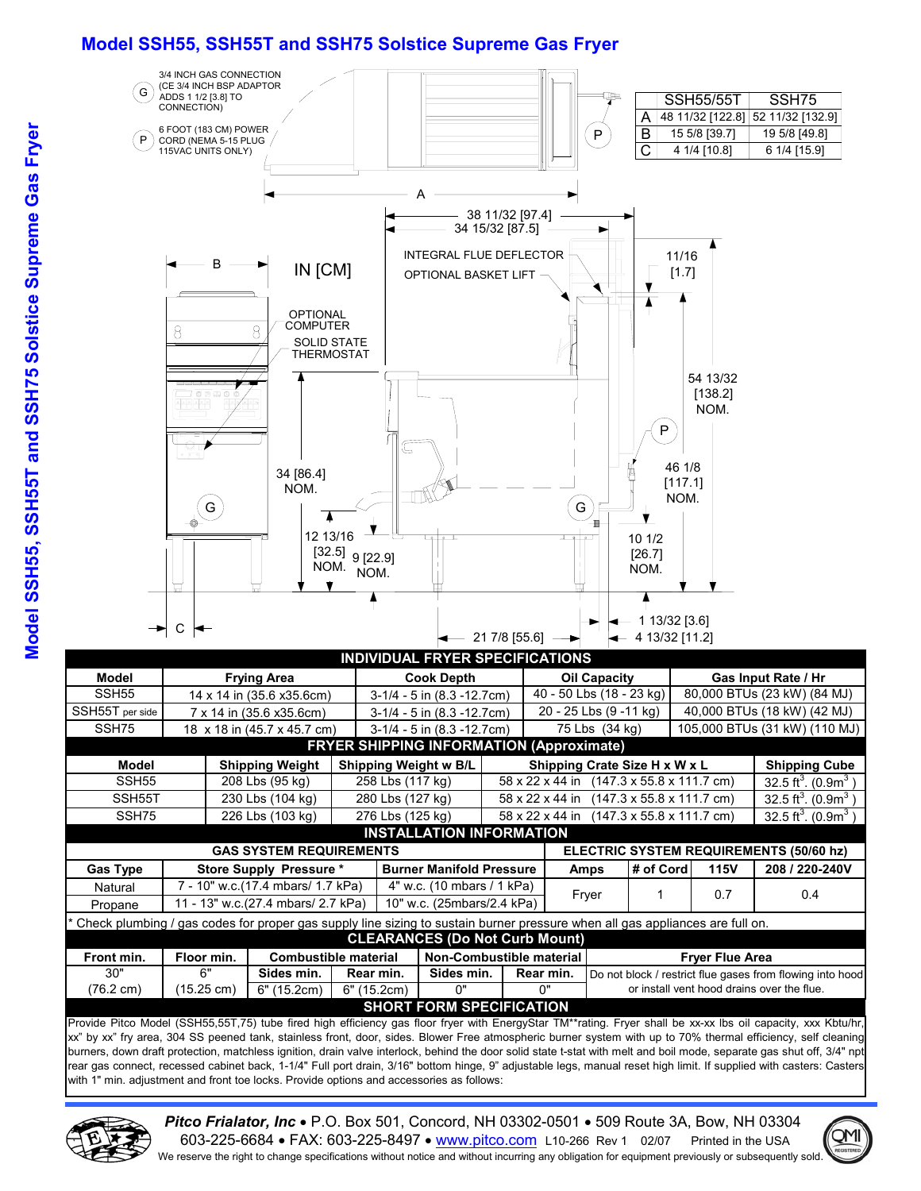# Model SSH55, SSH55T and SSH75 Solstice Supreme Gas Fryer

G — 3/4 INCH GAS CONNECTION (CE 3/4 INCH BSP ADAPTOR ADDS 1 1/2 [3.8] TO CONNECTION)

P — 6 FOOT (183 CM) POWER CORD (NEMA 5-15 PLUG 115VAC UNITS ONLY)

| | SSH55/55T | SSH75 |
|---|---|---|
| A | 48 11/32 [122.8] | 52 11/32 [132.9] |
| B | 15 5/8 [39.7] | 19 5/8 [49.8] |
| C | 4 1/4 [10.8] | 6 1/4 [15.9] |

IN [CM]

A

38 11/32 [97.4]
34 15/32 [87.5]

B

INTEGRAL FLUE DEFLECTOR
OPTIONAL BASKET LIFT

11/16 [1.7]

OPTIONAL COMPUTER
SOLID STATE THERMOSTAT

54 13/32 [138.2] NOM.

34 [86.4] NOM.

46 1/8 [117.1] NOM.

12 13/16 [32.5] NOM.
9 [22.9] NOM.

10 1/2 [26.7] NOM.

C

21 7/8 [55.6]

1 13/32 [3.6]
4 13/32 [11.2]

## INDIVIDUAL FRYER SPECIFICATIONS

| Model | Frying Area | Cook Depth | Oil Capacity | Gas Input Rate / Hr |
|---|---|---|---|---|
| SSH55 | 14 x 14 in (35.6 x35.6cm) | 3-1/4 - 5 in (8.3 -12.7cm) | 40 - 50 Lbs (18 - 23 kg) | 80,000 BTUs (23 kW) (84 MJ) |
| SSH55T per side | 7 x 14 in (35.6 x35.6cm) | 3-1/4 - 5 in (8.3 -12.7cm) | 20 - 25 Lbs (9 -11 kg) | 40,000 BTUs (18 kW) (42 MJ) |
| SSH75 | 18 x 18 in (45.7 x 45.7 cm) | 3-1/4 - 5 in (8.3 -12.7cm) | 75 Lbs (34 kg) | 105,000 BTUs (31 kW) (110 MJ) |

## FRYER SHIPPING INFORMATION (Approximate)

| Model | Shipping Weight | Shipping Weight w B/L | Shipping Crate Size H x W x L | Shipping Cube |
|---|---|---|---|---|
| SSH55 | 208 Lbs (95 kg) | 258 Lbs (117 kg) | 58 x 22 x 44 in (147.3 x 55.8 x 111.7 cm) | 32.5 $ft^3$. (0.9$m^3$) |
| SSH55T | 230 Lbs (104 kg) | 280 Lbs (127 kg) | 58 x 22 x 44 in (147.3 x 55.8 x 111.7 cm) | 32.5 $ft^3$. (0.9$m^3$) |
| SSH75 | 226 Lbs (103 kg) | 276 Lbs (125 kg) | 58 x 22 x 44 in (147.3 x 55.8 x 111.7 cm) | 32.5 $ft^3$. (0.9$m^3$) |

## INSTALLATION INFORMATION

| GAS SYSTEM REQUIREMENTS | | | ELECTRIC SYSTEM REQUIREMENTS (50/60 hz) | | | |
|---|---|---|---|---|---|---|
| Gas Type | Store Supply Pressure * | Burner Manifold Pressure | Amps | # of Cord | 115V | 208 / 220-240V |
| Natural | 7 - 10" w.c.(17.4 mbars/ 1.7 kPa) | 4" w.c. (10 mbars / 1 kPa) | Fryer | 1 | 0.7 | 0.4 |
| Propane | 11 - 13" w.c.(27.4 mbars/ 2.7 kPa) | 10" w.c. (25mbars/2.4 kPa) | | | | |

* Check plumbing / gas codes for proper gas supply line sizing to sustain burner pressure when all gas appliances are full on.

## CLEARANCES (Do Not Curb Mount)

| Front min. | Floor min. | Combustible material | | Non-Combustible material | | Fryer Flue Area |
|---|---|---|---|---|---|---|
| | | Sides min. | Rear min. | Sides min. | Rear min. | |
| 30" (76.2 cm) | 6" (15.25 cm) | 6" (15.2cm) | 6" (15.2cm) | 0" | 0" | Do not block / restrict flue gases from flowing into hood or install vent hood drains over the flue. |

## SHORT FORM SPECIFICATION

Provide Pitco Model (SSH55,55T,75) tube fired high efficiency gas floor fryer with EnergyStar TM**rating. Fryer shall be xx-xx lbs oil capacity, xxx Kbtu/hr, xx" by xx" fry area, 304 SS peened tank, stainless front, door, sides. Blower Free atmospheric burner system with up to 70% thermal efficiency, self cleaning burners, down draft protection, matchless ignition, drain valve interlock, behind the door solid state t-stat with melt and boil mode, separate gas shut off, 3/4" npt rear gas connect, recessed cabinet back, 1-1/4" Full port drain, 3/16" bottom hinge, 9" adjustable legs, manual reset high limit. If supplied with casters: Casters with 1" min. adjustment and front toe locks. Provide options and accessories as follows:

***Pitco Frialator, Inc*** • P.O. Box 501, Concord, NH 03302-0501 • 509 Route 3A, Bow, NH 03304
603-225-6684 • FAX: 603-225-8497 • www.pitco.com L10-266 Rev 1 02/07 Printed in the USA
We reserve the right to change specifications without notice and without incurring any obligation for equipment previously or subsequently sold.